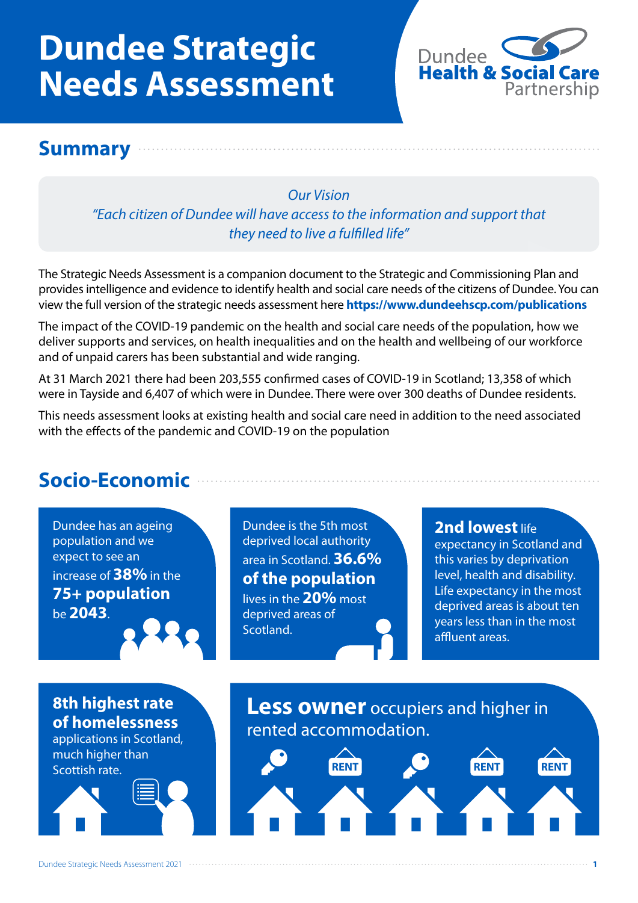# Dundee Strategic Needs Assessment

Dundee Health & Social Care Partnership

## Summary

*Our Vision*

*"Each citizen of Dundee will have access to the information and support that they need to live a fulfilled life"*

The Strategic Needs Assessment is a companion document to the Strategic and Commissioning Plan and provides intelligence and evidence to identify health and social care needs of the citizens of Dundee. You can view the full version of the strategic needs assessment here **https://www.dundeehscp.com/publications**

The impact of the COVID-19 pandemic on the health and social care needs of the population, how we deliver supports and services, on health inequalities and on the health and wellbeing of our workforce and of unpaid carers has been substantial and wide ranging.

At 31 March 2021 there had been 203,555 confirmed cases of COVID-19 in Scotland; 13,358 of which were in Tayside and 6,407 of which were in Dundee. There were over 300 deaths of Dundee residents.

This needs assessment looks at existing health and social care need in addition to the need associated with the effects of the pandemic and COVID-19 on the population

## Socio-Economic

Dundee has an ageing population and we expect to see an increase of **38%** in the **75+ population** be **2043**.

Dundee is the 5th most deprived local authority area in Scotland. **36.6% of the population** lives in the **20%** most deprived areas of Scotland.

**2nd lowest** life expectancy in Scotland and this varies by deprivation level, health and disability. Life expectancy in the most deprived areas is about ten years less than in the most affluent areas.

**8th highest rate of homelessness** applications in Scotland, much higher than Scottish rate.

**Less owner** occupiers and higher in rented accommodation.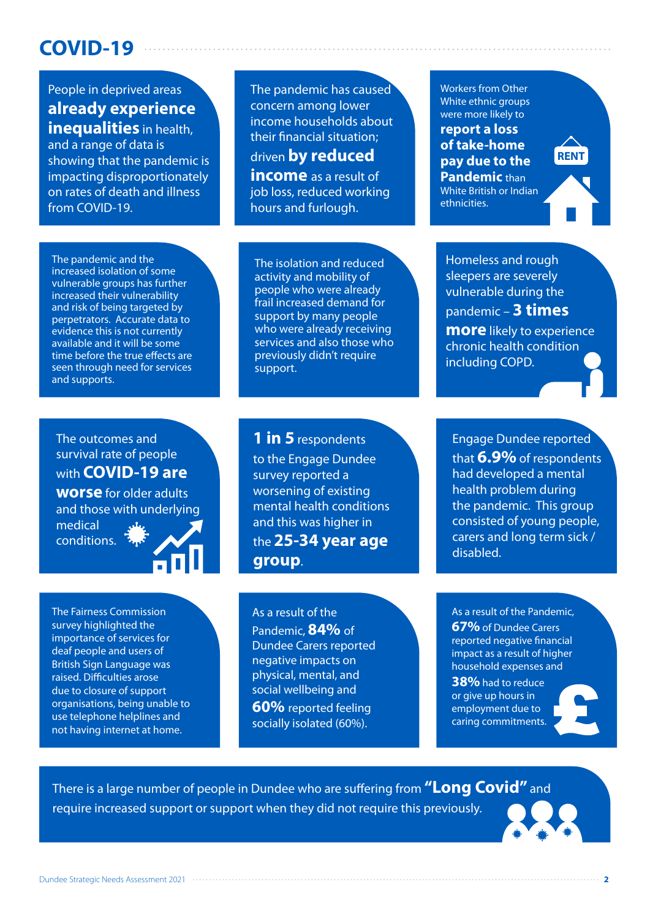# COVID-19

People in deprived areas **already experience inequalities** in health, and a range of data is showing that the pandemic is impacting disproportionately on rates of death and illness from COVID-19.

The pandemic has caused concern among lower income households about their financial situation; driven **by reduced income** as a result of job loss, reduced working hours and furlough.

Workers from Other White ethnic groups were more likely to **report a loss of take-home pay due to the Pandemic** than White British or Indian ethnicities.

The pandemic and the increased isolation of some vulnerable groups has further increased their vulnerability and risk of being targeted by perpetrators. Accurate data to evidence this is not currently available and it will be some time before the true effects are seen through need for services and supports.

The isolation and reduced activity and mobility of people who were already frail increased demand for support by many people who were already receiving services and also those who previously didn't require support.

Homeless and rough sleepers are severely vulnerable during the pandemic – **3 times more** likely to experience chronic health condition including COPD.

The outcomes and survival rate of people with **COVID-19 are worse** for older adults and those with underlying medical conditions.

**1 in 5** respondents to the Engage Dundee survey reported a worsening of existing mental health conditions and this was higher in the **25-34 year age group**.

Engage Dundee reported that **6.9%** of respondents had developed a mental health problem during the pandemic. This group consisted of young people, carers and long term sick / disabled.

The Fairness Commission survey highlighted the importance of services for deaf people and users of British Sign Language was raised. Difficulties arose due to closure of support organisations, being unable to use telephone helplines and not having internet at home.

As a result of the Pandemic, **84%** of Dundee Carers reported negative impacts on physical, mental, and social wellbeing and **60%** reported feeling socially isolated (60%).

As a result of the Pandemic, **67%** of Dundee Carers reported negative financial impact as a result of higher household expenses and **38%** had to reduce or give up hours in employment due to caring commitments.

There is a large number of people in Dundee who are suffering from **"Long Covid"** and require increased support or support when they did not require this previously.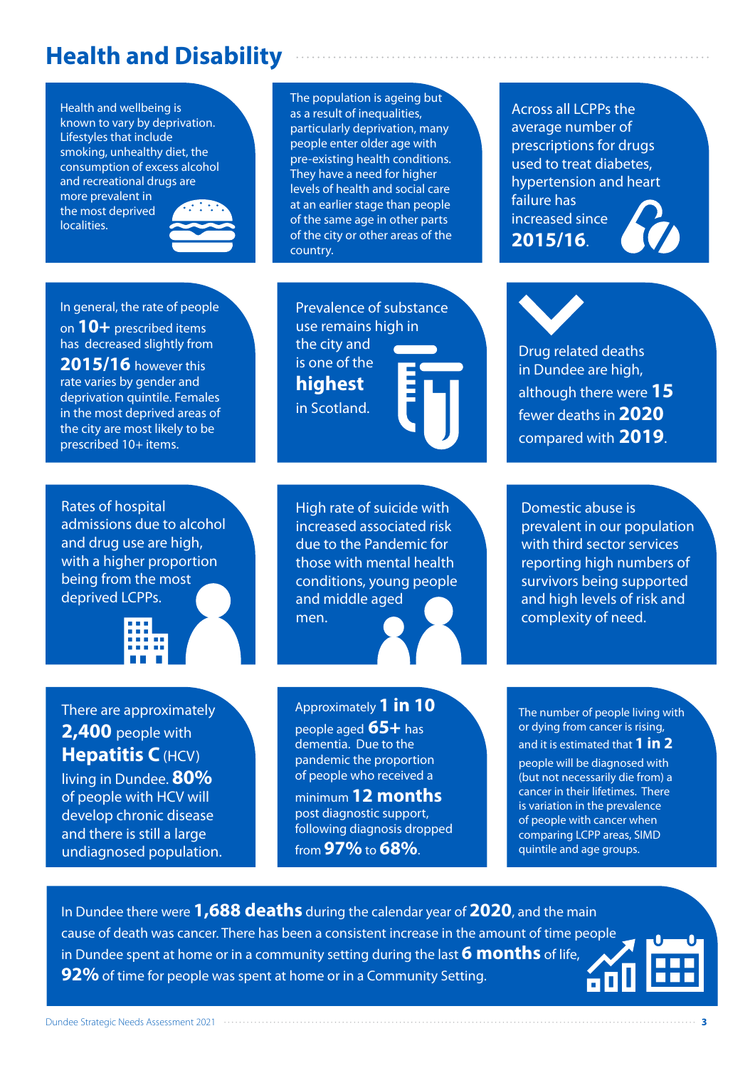# Health and Disability

Health and wellbeing is known to vary by deprivation. Lifestyles that include smoking, unhealthy diet, the consumption of excess alcohol and recreational drugs are more prevalent in the most deprived localities.

The population is ageing but as a result of inequalities, particularly deprivation, many people enter older age with pre-existing health conditions. They have a need for higher levels of health and social care at an earlier stage than people of the same age in other parts of the city or other areas of the country.

Across all LCPPs the average number of prescriptions for drugs used to treat diabetes, hypertension and heart failure has increased since **2015/16**.

In general, the rate of people on **10+** prescribed items has decreased slightly from **2015/16** however this rate varies by gender and deprivation quintile. Females in the most deprived areas of the city are most likely to be prescribed 10+ items.

Prevalence of substance use remains high in the city and is one of the **highest** in Scotland.

Drug related deaths in Dundee are high, although there were **15** fewer deaths in **2020** compared with **2019**.

Rates of hospital admissions due to alcohol and drug use are high, with a higher proportion being from the most deprived LCPPs.

High rate of suicide with increased associated risk due to the Pandemic for those with mental health conditions, young people and middle aged men.

Domestic abuse is prevalent in our population with third sector services reporting high numbers of survivors being supported and high levels of risk and complexity of need.

There are approximately **2,400** people with **Hepatitis C** (HCV) living in Dundee. **80%** of people with HCV will develop chronic disease and there is still a large undiagnosed population.

Approximately **1 in 10** people aged **65+** has dementia. Due to the pandemic the proportion of people who received a minimum **12 months** post diagnostic support, following diagnosis dropped from **97%** to **68%**.

The number of people living with or dying from cancer is rising, and it is estimated that **1 in 2** people will be diagnosed with (but not necessarily die from) a cancer in their lifetimes. There is variation in the prevalence of people with cancer when comparing LCPP areas, SIMD quintile and age groups.

In Dundee there were **1,688 deaths** during the calendar year of **2020**, and the main cause of death was cancer. There has been a consistent increase in the amount of time people in Dundee spent at home or in a community setting during the last **6 months** of life, **92%** of time for people was spent at home or in a Community Setting.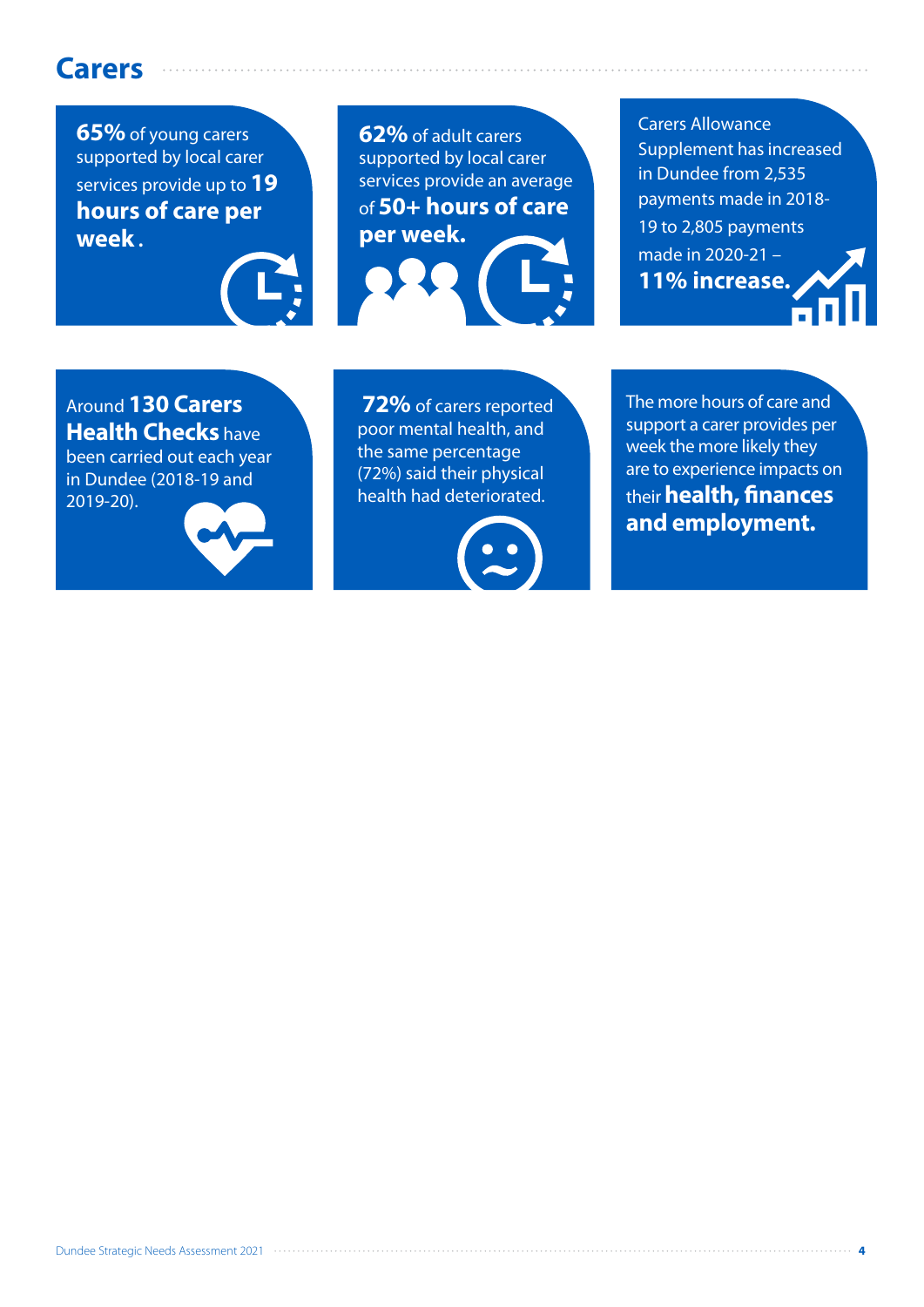## Carers

**65%** of young carers supported by local carer services provide up to **19 hours of care per week**.

**62%** of adult carers supported by local carer services provide an average of **50+ hours of care per week.**

Carers Allowance Supplement has increased in Dundee from 2,535 payments made in 2018-19 to 2,805 payments made in 2020-21 – **11% increase.**

Around **130 Carers Health Checks** have been carried out each year in Dundee (2018-19 and 2019-20).

**72%** of carers reported poor mental health, and the same percentage (72%) said their physical health had deteriorated.

The more hours of care and support a carer provides per week the more likely they are to experience impacts on their **health, finances and employment.**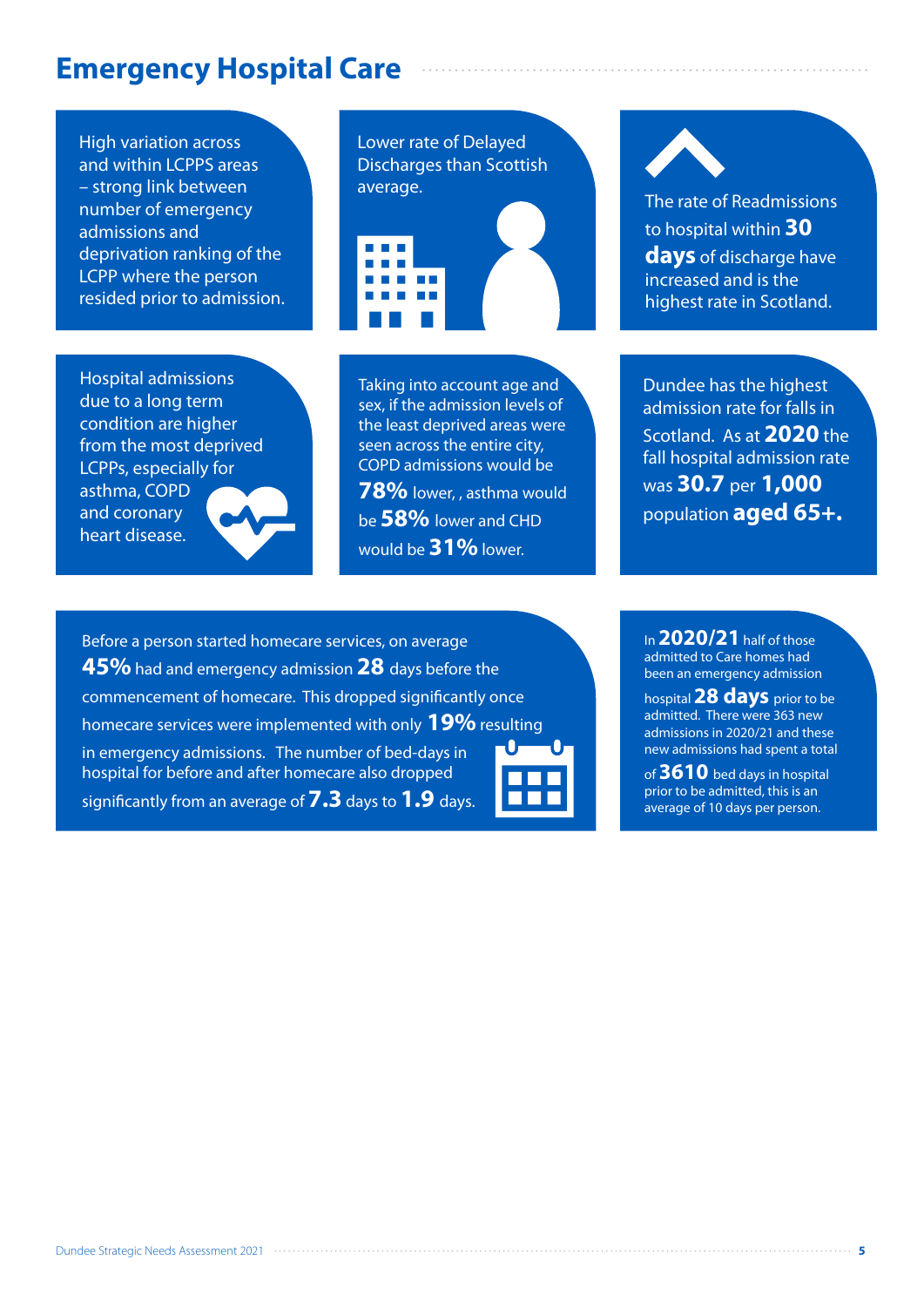# Emergency Hospital Care

High variation across and within LCPPS areas – strong link between number of emergency admissions and deprivation ranking of the LCPP where the person resided prior to admission.

Lower rate of Delayed Discharges than Scottish average.

The rate of Readmissions to hospital within **30 days** of discharge have increased and is the highest rate in Scotland.

Hospital admissions due to a long term condition are higher from the most deprived LCPPs, especially for asthma, COPD and coronary heart disease.

Taking into account age and sex, if the admission levels of the least deprived areas were seen across the entire city, COPD admissions would be **78%** lower, , asthma would be **58%** lower and CHD would be **31%** lower.

Dundee has the highest admission rate for falls in Scotland. As at **2020** the fall hospital admission rate was **30.7** per **1,000** population **aged 65+.**

Before a person started homecare services, on average **45%** had and emergency admission **28** days before the commencement of homecare. This dropped significantly once homecare services were implemented with only **19%** resulting in emergency admissions. The number of bed-days in hospital for before and after homecare also dropped significantly from an average of **7.3** days to **1.9** days.

In **2020/21** half of those admitted to Care homes had been an emergency admission hospital **28 days** prior to be admitted. There were 363 new admissions in 2020/21 and these new admissions had spent a total of **3610** bed days in hospital prior to be admitted, this is an average of 10 days per person.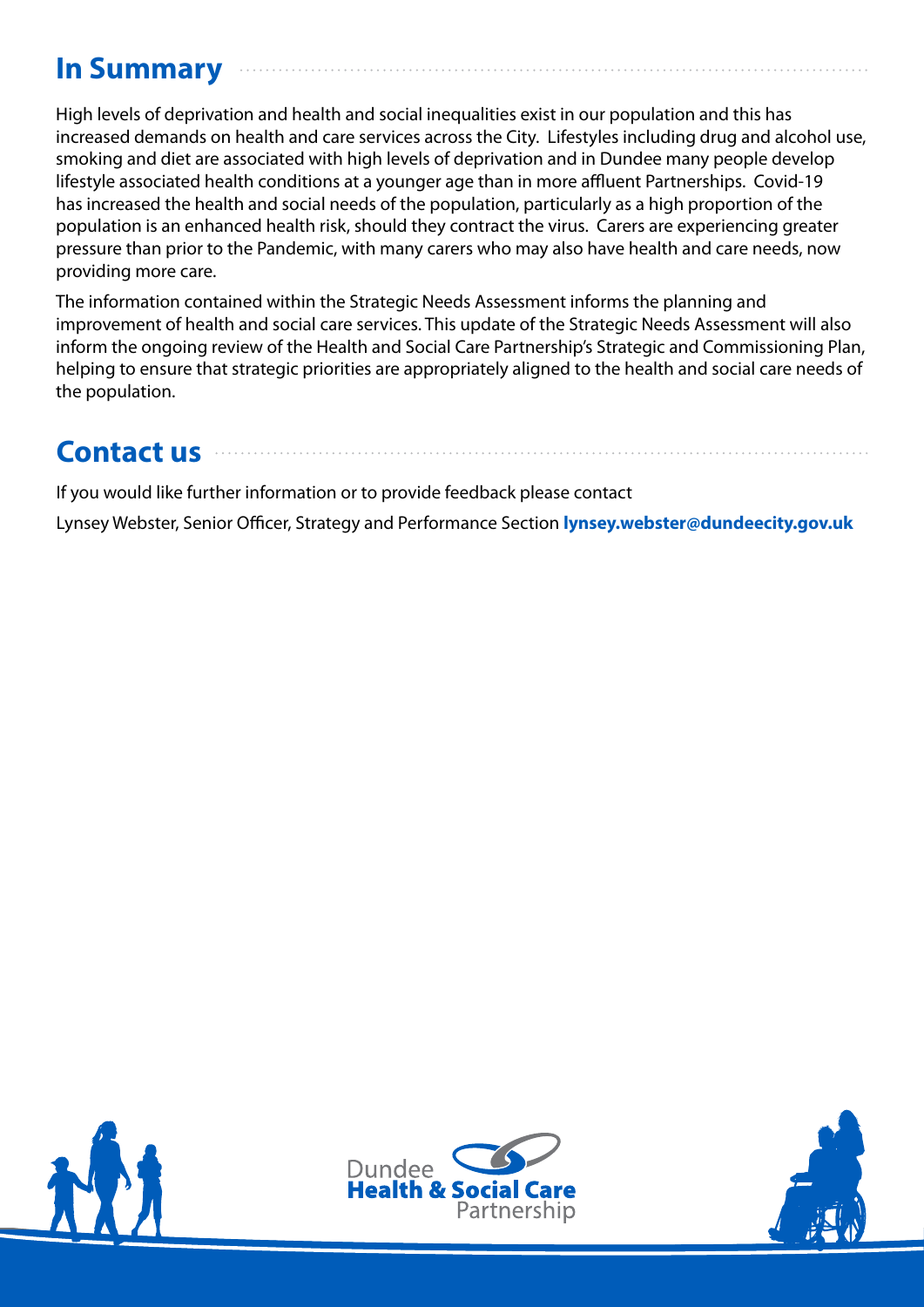## In Summary

High levels of deprivation and health and social inequalities exist in our population and this has increased demands on health and care services across the City. Lifestyles including drug and alcohol use, smoking and diet are associated with high levels of deprivation and in Dundee many people develop lifestyle associated health conditions at a younger age than in more affluent Partnerships. Covid-19 has increased the health and social needs of the population, particularly as a high proportion of the population is an enhanced health risk, should they contract the virus. Carers are experiencing greater pressure than prior to the Pandemic, with many carers who may also have health and care needs, now providing more care.

The information contained within the Strategic Needs Assessment informs the planning and improvement of health and social care services. This update of the Strategic Needs Assessment will also inform the ongoing review of the Health and Social Care Partnership's Strategic and Commissioning Plan, helping to ensure that strategic priorities are appropriately aligned to the health and social care needs of the population.

## Contact us

If you would like further information or to provide feedback please contact

Lynsey Webster, Senior Officer, Strategy and Performance Section **lynsey.webster@dundeecity.gov.uk**

Dundee
**Health & Social Care**
Partnership